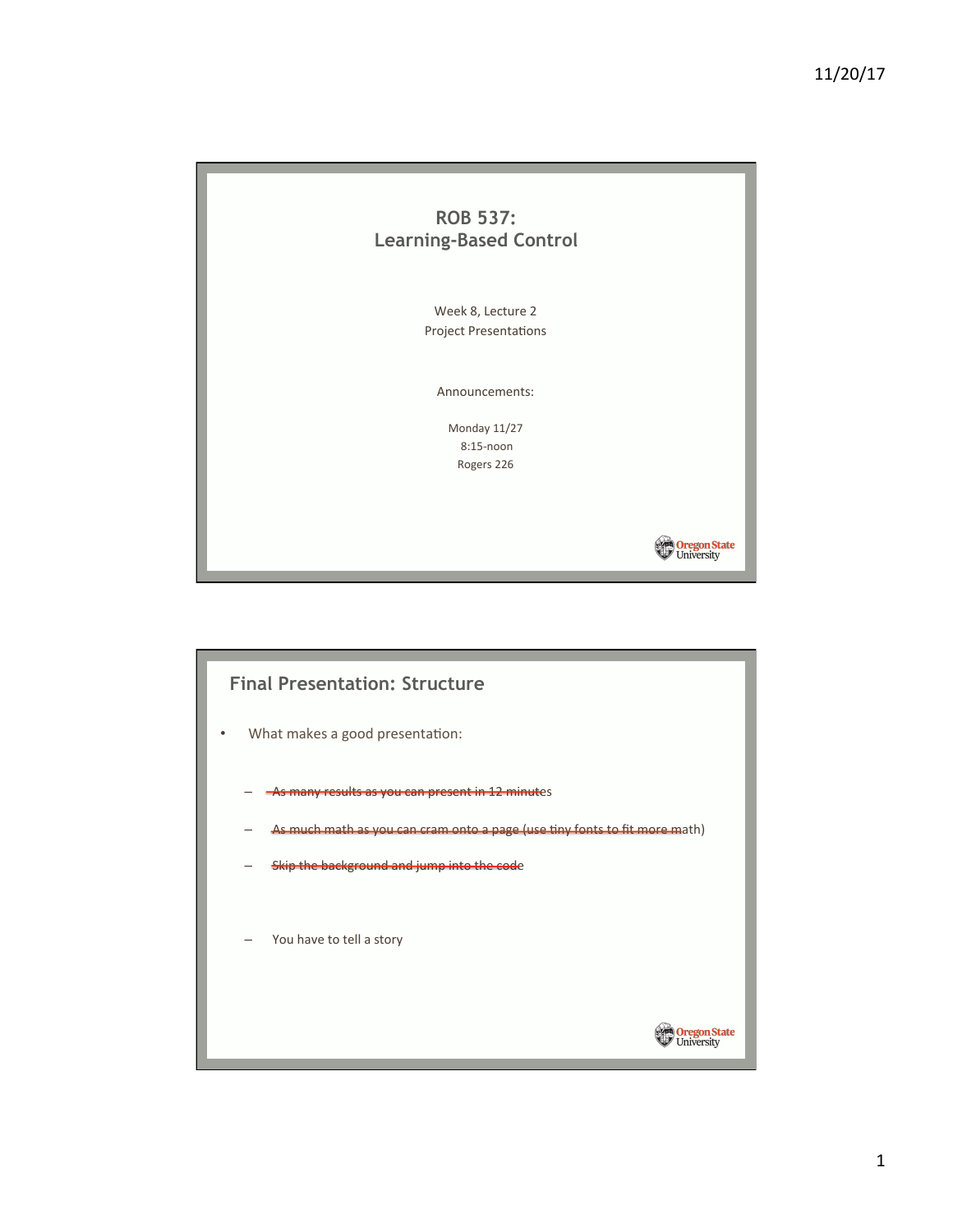# ROB 537: Learning-Based Control

Week 8, Lecture 2

Project Presentations

Announcements:

Monday 11/27

8:15-noon

Rogers 226

## Final Presentation: Structure

- What makes a good presentation:
  - ~~As many results as you can present in 12 minutes~~
  - ~~As much math as you can cram onto a page (use tiny fonts to fit more math)~~
  - ~~Skip the background and jump into the code~~
  - You have to tell a story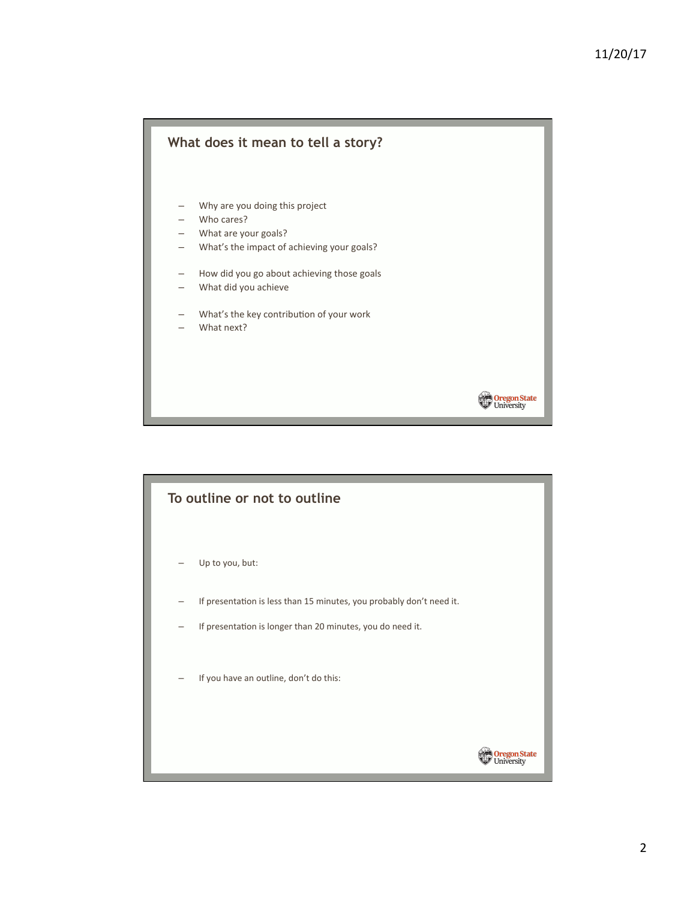## What does it mean to tell a story?

- Why are you doing this project
- Who cares?
- What are your goals?
- What's the impact of achieving your goals?

- How did you go about achieving those goals
- What did you achieve

- What's the key contribution of your work
- What next?

## To outline or not to outline

- Up to you, but:

- If presentation is less than 15 minutes, you probably don't need it.

- If presentation is longer than 20 minutes, you do need it.

- If you have an outline, don't do this: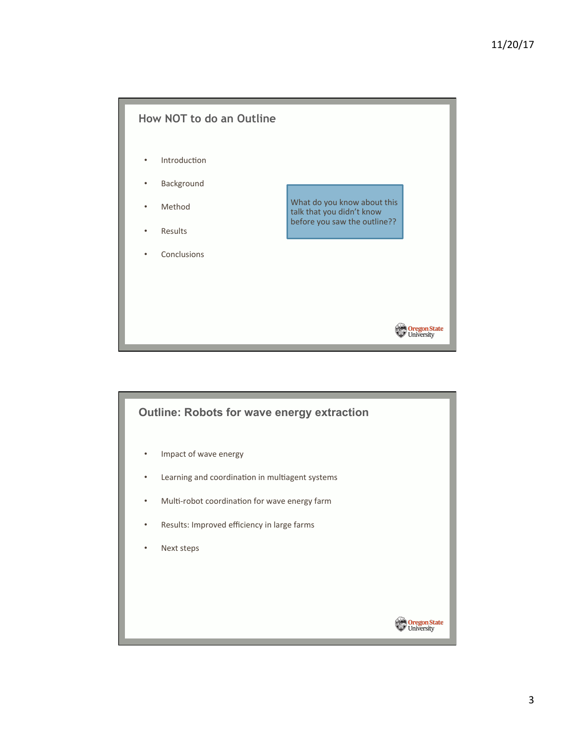## How NOT to do an Outline

- Introduction
- Background
- Method
- Results
- Conclusions

What do you know about this talk that you didn't know before you saw the outline??

## Outline: Robots for wave energy extraction

- Impact of wave energy
- Learning and coordination in multiagent systems
- Multi-robot coordination for wave energy farm
- Results: Improved efficiency in large farms
- Next steps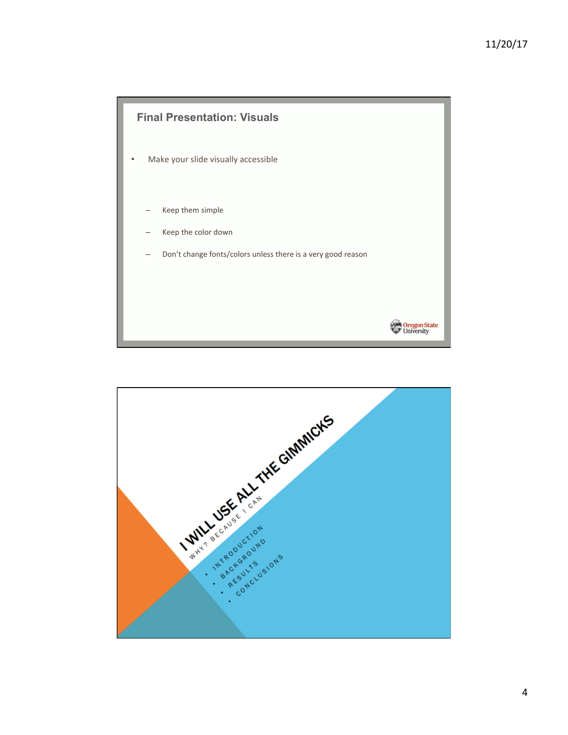## Final Presentation: Visuals

- Make your slide visually accessible
  - Keep them simple
  - Keep the color down
  - Don't change fonts/colors unless there is a very good reason

# I WILL USE ALL THE GIMMICKS

WHY? BECAUSE I CAN

- INTRODUCTION
- BACKGROUND
- RESULTS
- CONCLUSIONS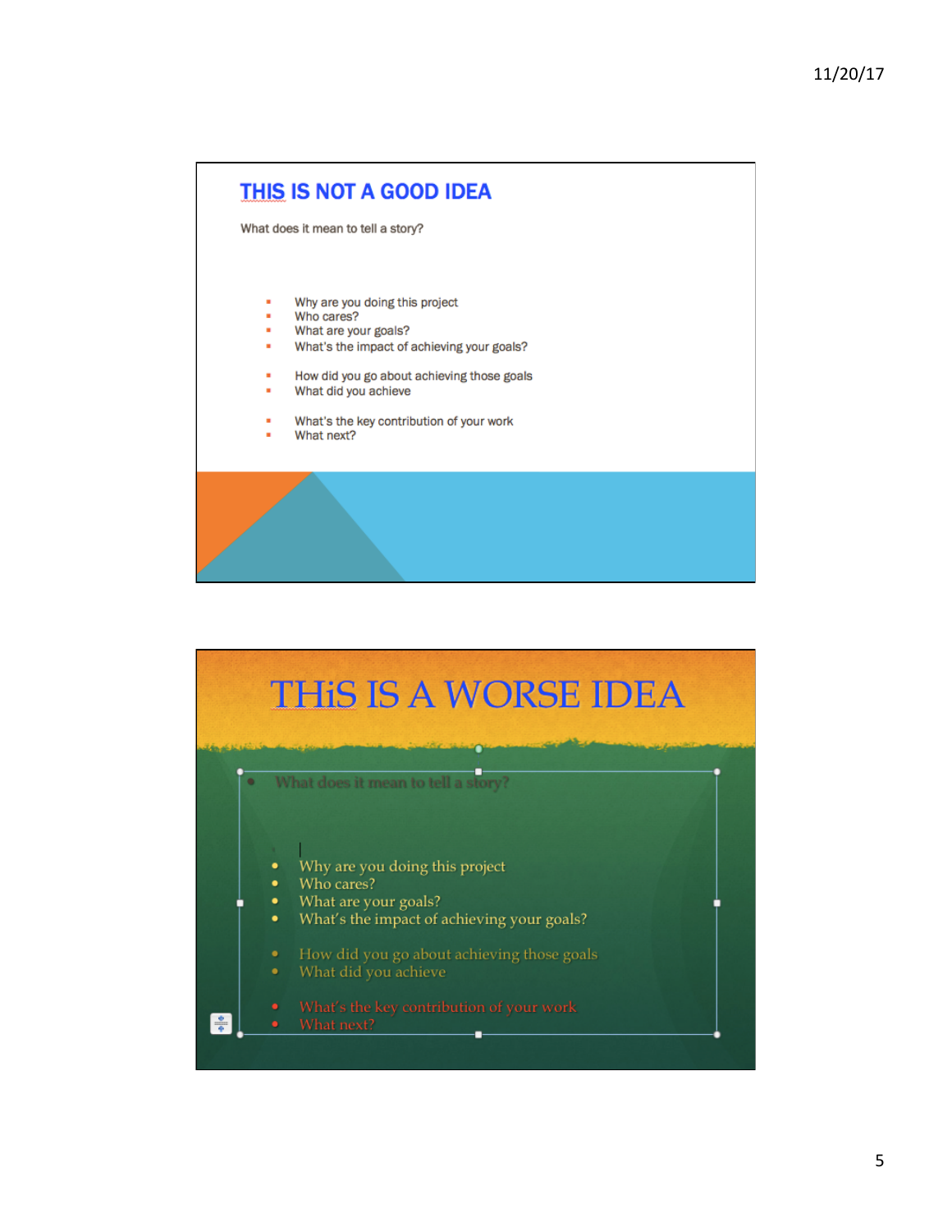## THIS IS NOT A GOOD IDEA

What does it mean to tell a story?

- Why are you doing this project
- Who cares?
- What are your goals?
- What's the impact of achieving your goals?

- How did you go about achieving those goals
- What did you achieve

- What's the key contribution of your work
- What next?

## THiS IS A WORSE IDEA

- What does it mean to tell a story?

- Why are you doing this project
- Who cares?
- What are your goals?
- What's the impact of achieving your goals?

- How did you go about achieving those goals
- What did you achieve

- What's the key contribution of your work
- What next?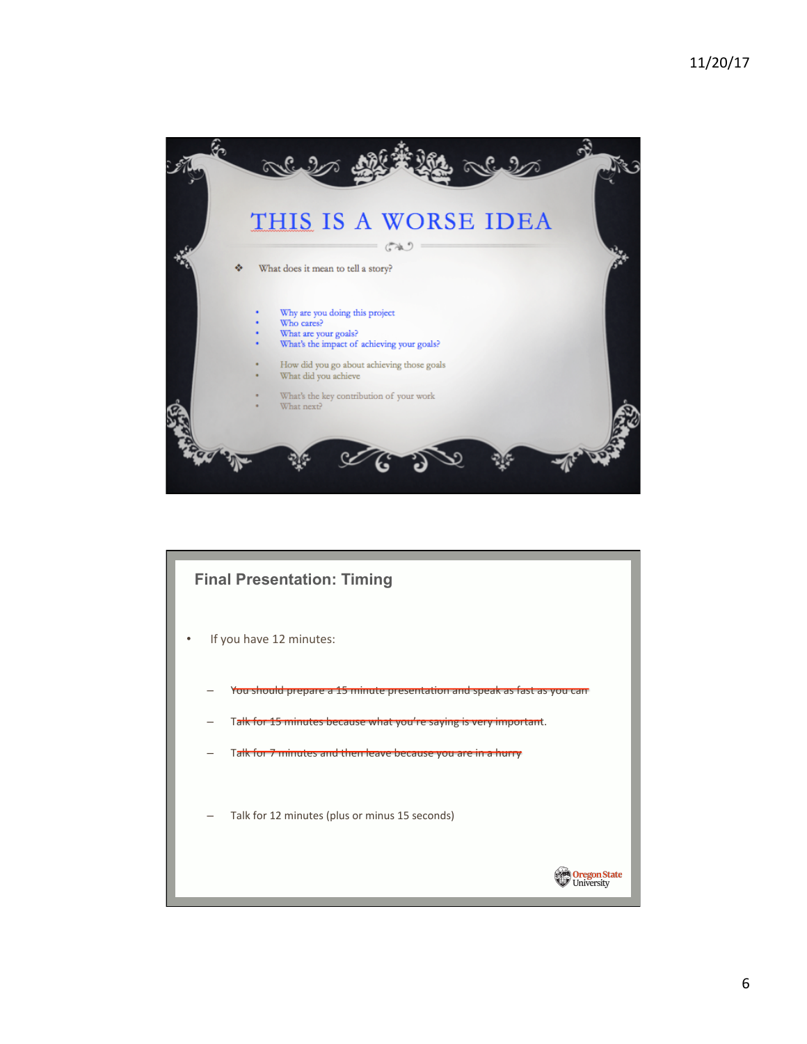# THIS IS A WORSE IDEA

- What does it mean to tell a story?
  - Why are you doing this project
  - Who cares?
  - What are your goals?
  - What's the impact of achieving your goals?
  - How did you go about achieving those goals
  - What did you achieve
  - What's the key contribution of your work
  - What next?

## Final Presentation: Timing

- If you have 12 minutes:
  - ~~You should prepare a 15 minute presentation and speak as fast as you can~~
  - ~~Talk for 15 minutes because what you're saying is very important.~~
  - ~~Talk for 7 minutes and then leave because you are in a hurry~~
  - Talk for 12 minutes (plus or minus 15 seconds)

Oregon State University